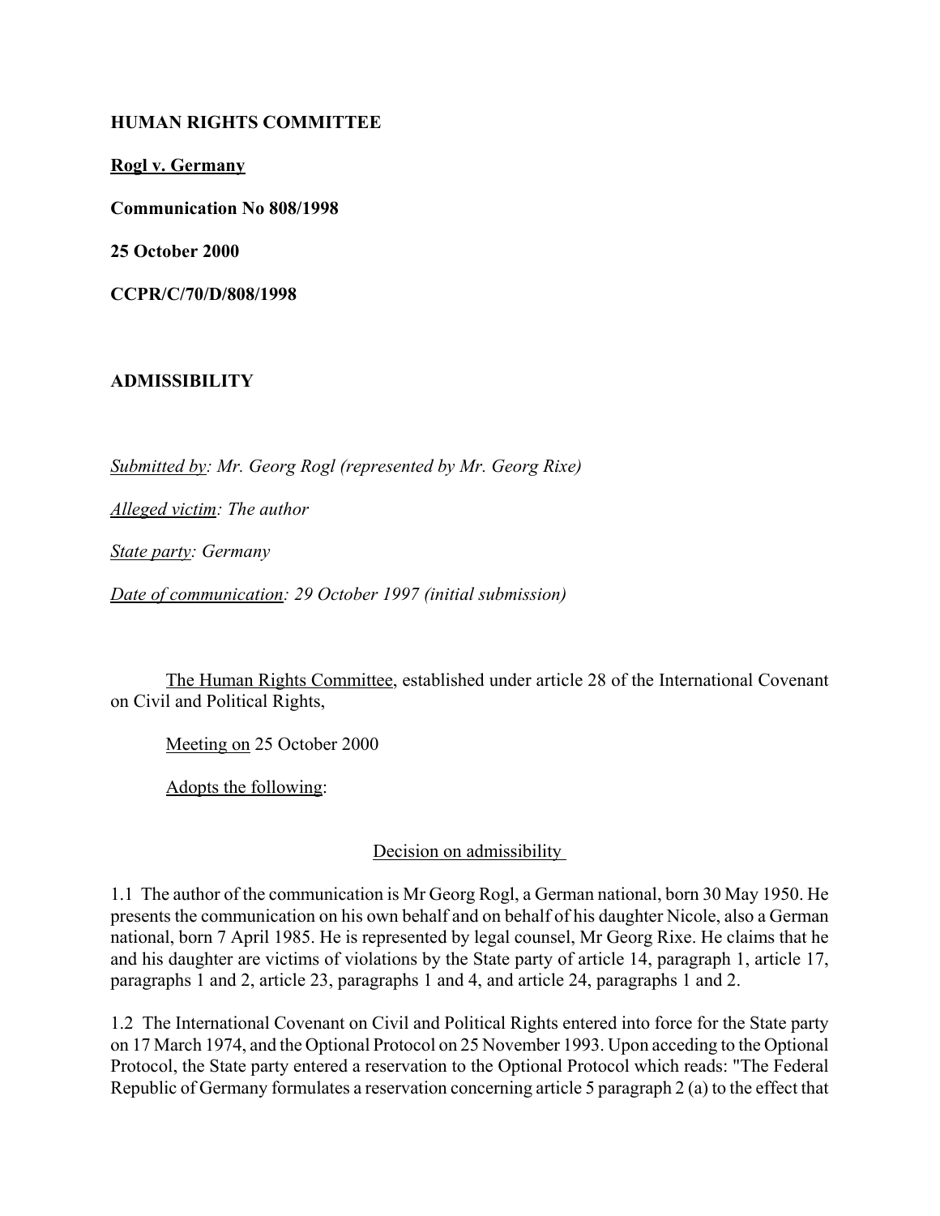**HUMAN RIGHTS COMMITTEE**

**Rogl v. Germany**

**Communication No 808/1998**

**25 October 2000**

**CCPR/C/70/D/808/1998**

**ADMISSIBILITY**

*Submitted by: Mr. Georg Rogl (represented by Mr. Georg Rixe)*

*Alleged victim: The author*

*State party: Germany*

*Date of communication: 29 October 1997 (initial submission)*

The Human Rights Committee, established under article 28 of the International Covenant on Civil and Political Rights,

Meeting on 25 October 2000

Adopts the following:

Decision on admissibility

1.1 The author of the communication is Mr Georg Rogl, a German national, born 30 May 1950. He presents the communication on his own behalf and on behalf of his daughter Nicole, also a German national, born 7 April 1985. He is represented by legal counsel, Mr Georg Rixe. He claims that he and his daughter are victims of violations by the State party of article 14, paragraph 1, article 17, paragraphs 1 and 2, article 23, paragraphs 1 and 4, and article 24, paragraphs 1 and 2.

1.2 The International Covenant on Civil and Political Rights entered into force for the State party on 17 March 1974, and the Optional Protocol on 25 November 1993. Upon acceding to the Optional Protocol, the State party entered a reservation to the Optional Protocol which reads: "The Federal Republic of Germany formulates a reservation concerning article 5 paragraph 2 (a) to the effect that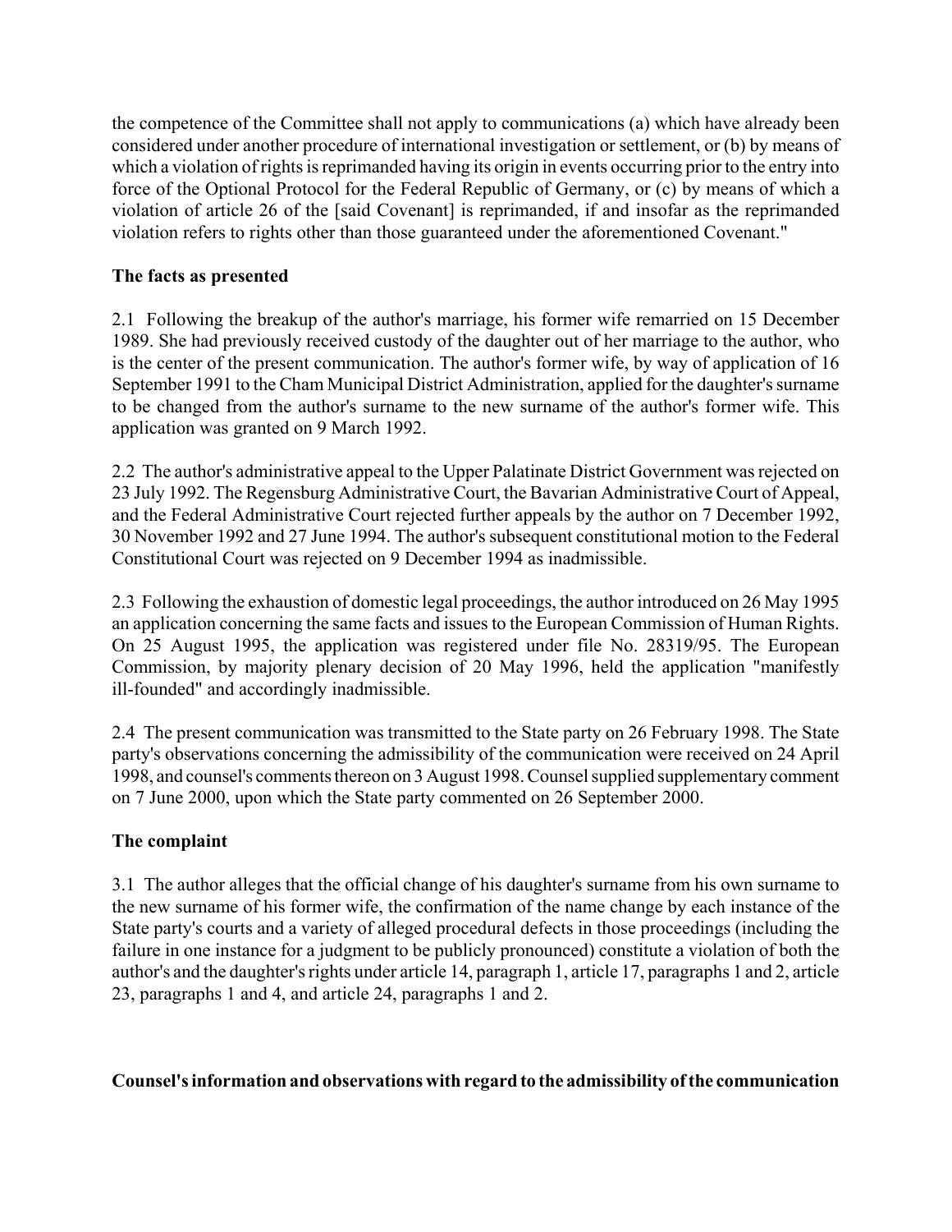the competence of the Committee shall not apply to communications (a) which have already been considered under another procedure of international investigation or settlement, or (b) by means of which a violation of rights is reprimanded having its origin in events occurring prior to the entry into force of the Optional Protocol for the Federal Republic of Germany, or (c) by means of which a violation of article 26 of the [said Covenant] is reprimanded, if and insofar as the reprimanded violation refers to rights other than those guaranteed under the aforementioned Covenant."

**The facts as presented**

2.1 Following the breakup of the author's marriage, his former wife remarried on 15 December 1989. She had previously received custody of the daughter out of her marriage to the author, who is the center of the present communication. The author's former wife, by way of application of 16 September 1991 to the Cham Municipal District Administration, applied for the daughter's surname to be changed from the author's surname to the new surname of the author's former wife. This application was granted on 9 March 1992.

2.2 The author's administrative appeal to the Upper Palatinate District Government was rejected on 23 July 1992. The Regensburg Administrative Court, the Bavarian Administrative Court of Appeal, and the Federal Administrative Court rejected further appeals by the author on 7 December 1992, 30 November 1992 and 27 June 1994. The author's subsequent constitutional motion to the Federal Constitutional Court was rejected on 9 December 1994 as inadmissible.

2.3 Following the exhaustion of domestic legal proceedings, the author introduced on 26 May 1995 an application concerning the same facts and issues to the European Commission of Human Rights. On 25 August 1995, the application was registered under file No. 28319/95. The European Commission, by majority plenary decision of 20 May 1996, held the application "manifestly ill-founded" and accordingly inadmissible.

2.4 The present communication was transmitted to the State party on 26 February 1998. The State party's observations concerning the admissibility of the communication were received on 24 April 1998, and counsel's comments thereon on 3 August 1998. Counsel supplied supplementary comment on 7 June 2000, upon which the State party commented on 26 September 2000.

**The complaint**

3.1 The author alleges that the official change of his daughter's surname from his own surname to the new surname of his former wife, the confirmation of the name change by each instance of the State party's courts and a variety of alleged procedural defects in those proceedings (including the failure in one instance for a judgment to be publicly pronounced) constitute a violation of both the author's and the daughter's rights under article 14, paragraph 1, article 17, paragraphs 1 and 2, article 23, paragraphs 1 and 4, and article 24, paragraphs 1 and 2.

**Counsel's information and observations with regard to the admissibility of the communication**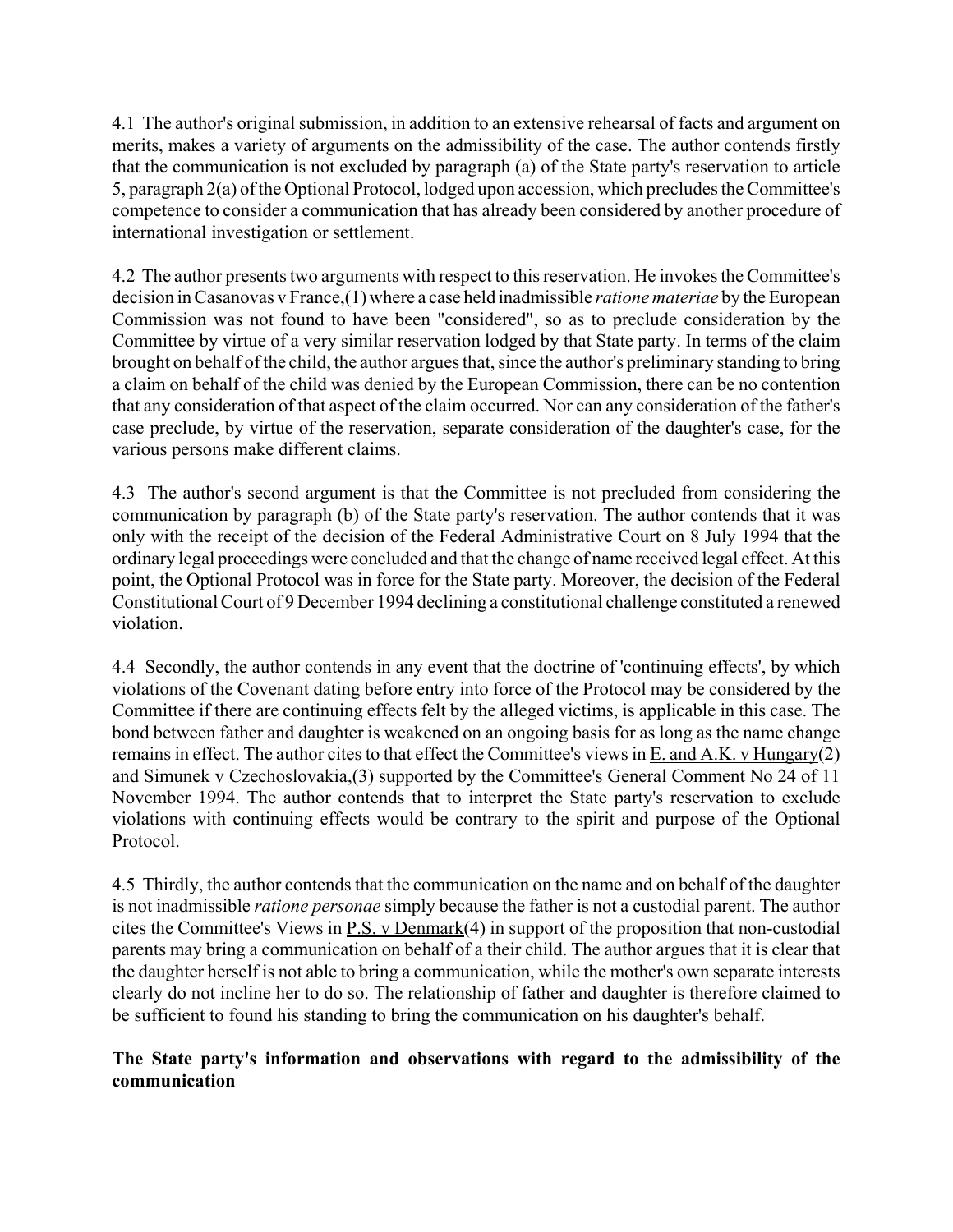4.1 The author's original submission, in addition to an extensive rehearsal of facts and argument on merits, makes a variety of arguments on the admissibility of the case. The author contends firstly that the communication is not excluded by paragraph (a) of the State party's reservation to article 5, paragraph 2(a) of the Optional Protocol, lodged upon accession, which precludes the Committee's competence to consider a communication that has already been considered by another procedure of international investigation or settlement.

4.2 The author presents two arguments with respect to this reservation. He invokes the Committee's decision in Casanovas v France,(1) where a case held inadmissible *ratione materiae* by the European Commission was not found to have been "considered", so as to preclude consideration by the Committee by virtue of a very similar reservation lodged by that State party. In terms of the claim brought on behalf of the child, the author argues that, since the author's preliminary standing to bring a claim on behalf of the child was denied by the European Commission, there can be no contention that any consideration of that aspect of the claim occurred. Nor can any consideration of the father's case preclude, by virtue of the reservation, separate consideration of the daughter's case, for the various persons make different claims.

4.3 The author's second argument is that the Committee is not precluded from considering the communication by paragraph (b) of the State party's reservation. The author contends that it was only with the receipt of the decision of the Federal Administrative Court on 8 July 1994 that the ordinary legal proceedings were concluded and that the change of name received legal effect. At this point, the Optional Protocol was in force for the State party. Moreover, the decision of the Federal Constitutional Court of 9 December 1994 declining a constitutional challenge constituted a renewed violation.

4.4 Secondly, the author contends in any event that the doctrine of 'continuing effects', by which violations of the Covenant dating before entry into force of the Protocol may be considered by the Committee if there are continuing effects felt by the alleged victims, is applicable in this case. The bond between father and daughter is weakened on an ongoing basis for as long as the name change remains in effect. The author cites to that effect the Committee's views in E. and A.K. v Hungary(2) and Simunek v Czechoslovakia,(3) supported by the Committee's General Comment No 24 of 11 November 1994. The author contends that to interpret the State party's reservation to exclude violations with continuing effects would be contrary to the spirit and purpose of the Optional Protocol.

4.5 Thirdly, the author contends that the communication on the name and on behalf of the daughter is not inadmissible *ratione personae* simply because the father is not a custodial parent. The author cites the Committee's Views in P.S. v Denmark(4) in support of the proposition that non-custodial parents may bring a communication on behalf of a their child. The author argues that it is clear that the daughter herself is not able to bring a communication, while the mother's own separate interests clearly do not incline her to do so. The relationship of father and daughter is therefore claimed to be sufficient to found his standing to bring the communication on his daughter's behalf.

**The State party's information and observations with regard to the admissibility of the communication**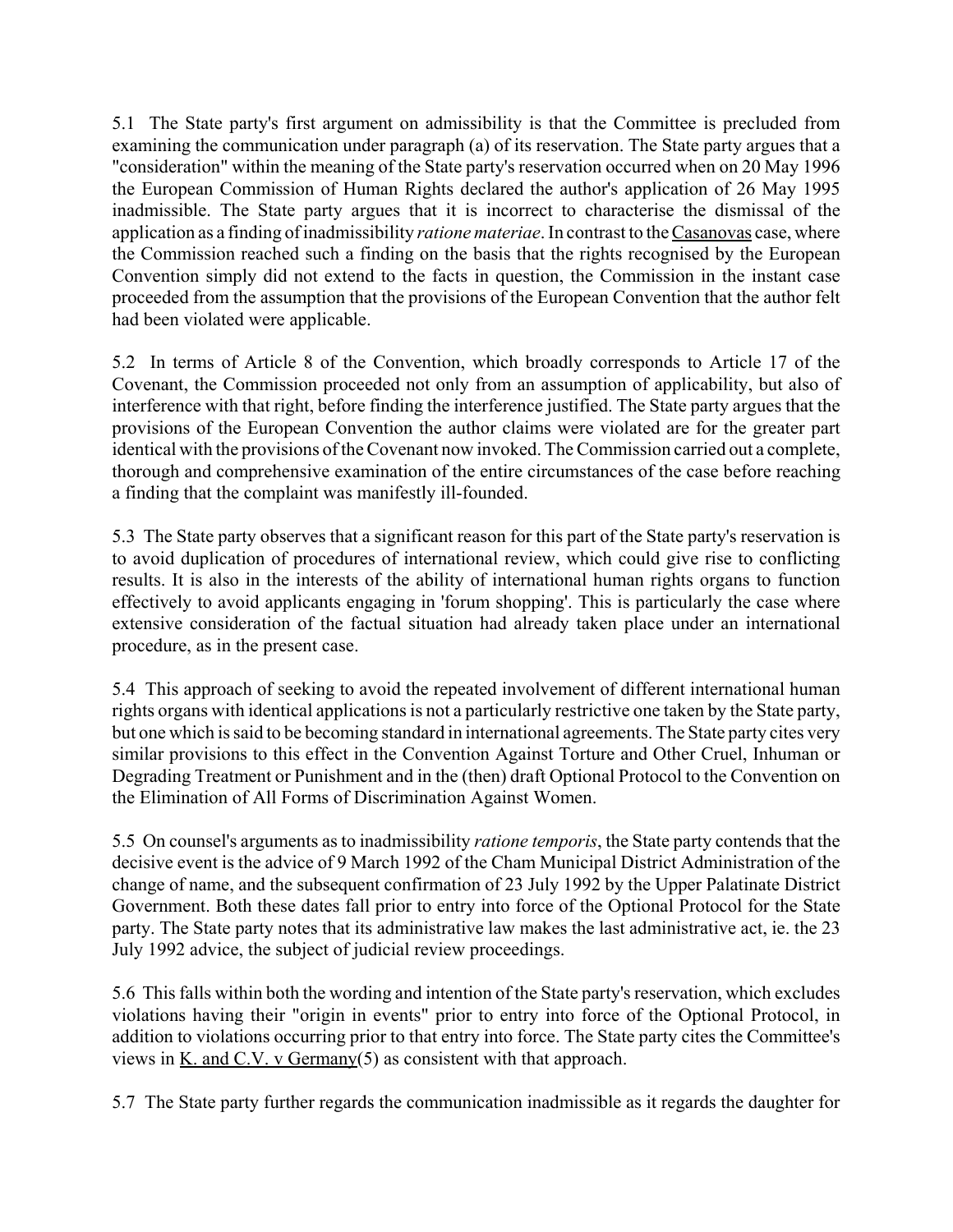5.1 The State party's first argument on admissibility is that the Committee is precluded from examining the communication under paragraph (a) of its reservation. The State party argues that a "consideration" within the meaning of the State party's reservation occurred when on 20 May 1996 the European Commission of Human Rights declared the author's application of 26 May 1995 inadmissible. The State party argues that it is incorrect to characterise the dismissal of the application as a finding of inadmissibility *ratione materiae*. In contrast to the Casanovas case, where the Commission reached such a finding on the basis that the rights recognised by the European Convention simply did not extend to the facts in question, the Commission in the instant case proceeded from the assumption that the provisions of the European Convention that the author felt had been violated were applicable.

5.2 In terms of Article 8 of the Convention, which broadly corresponds to Article 17 of the Covenant, the Commission proceeded not only from an assumption of applicability, but also of interference with that right, before finding the interference justified. The State party argues that the provisions of the European Convention the author claims were violated are for the greater part identical with the provisions of the Covenant now invoked. The Commission carried out a complete, thorough and comprehensive examination of the entire circumstances of the case before reaching a finding that the complaint was manifestly ill-founded.

5.3 The State party observes that a significant reason for this part of the State party's reservation is to avoid duplication of procedures of international review, which could give rise to conflicting results. It is also in the interests of the ability of international human rights organs to function effectively to avoid applicants engaging in 'forum shopping'. This is particularly the case where extensive consideration of the factual situation had already taken place under an international procedure, as in the present case.

5.4 This approach of seeking to avoid the repeated involvement of different international human rights organs with identical applications is not a particularly restrictive one taken by the State party, but one which is said to be becoming standard in international agreements. The State party cites very similar provisions to this effect in the Convention Against Torture and Other Cruel, Inhuman or Degrading Treatment or Punishment and in the (then) draft Optional Protocol to the Convention on the Elimination of All Forms of Discrimination Against Women.

5.5 On counsel's arguments as to inadmissibility *ratione temporis*, the State party contends that the decisive event is the advice of 9 March 1992 of the Cham Municipal District Administration of the change of name, and the subsequent confirmation of 23 July 1992 by the Upper Palatinate District Government. Both these dates fall prior to entry into force of the Optional Protocol for the State party. The State party notes that its administrative law makes the last administrative act, ie. the 23 July 1992 advice, the subject of judicial review proceedings.

5.6 This falls within both the wording and intention of the State party's reservation, which excludes violations having their "origin in events" prior to entry into force of the Optional Protocol, in addition to violations occurring prior to that entry into force. The State party cites the Committee's views in K. and C.V. v Germany(5) as consistent with that approach.

5.7 The State party further regards the communication inadmissible as it regards the daughter for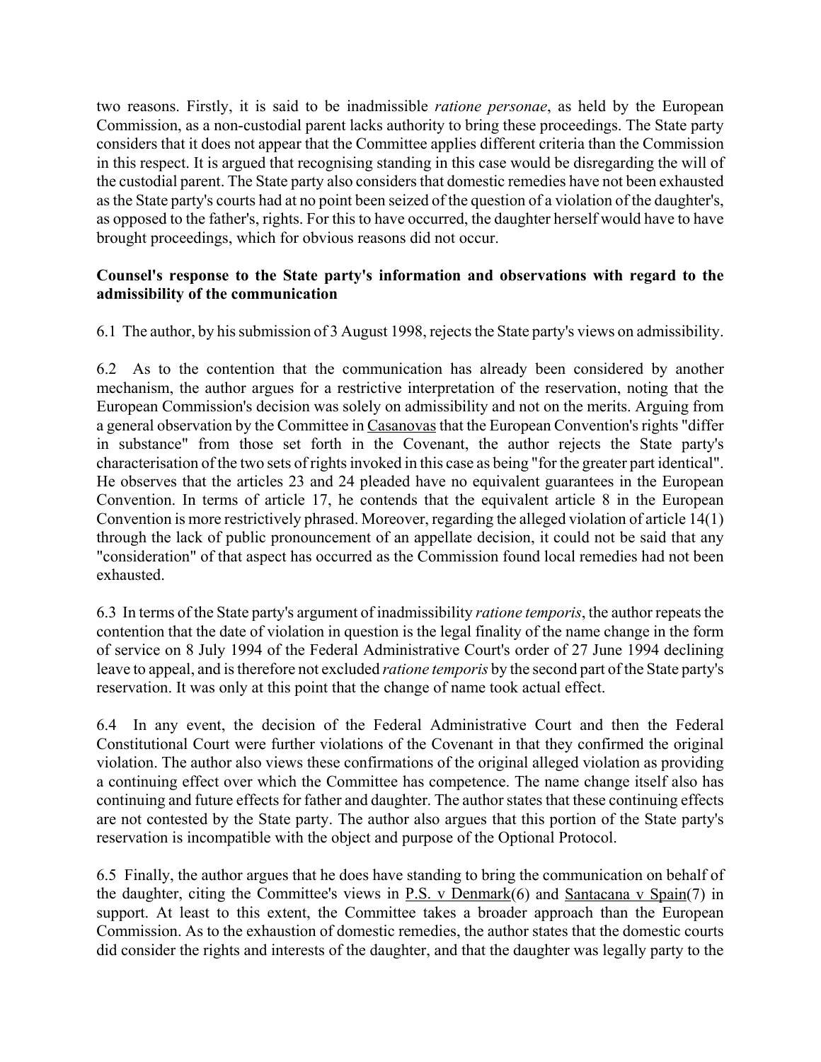two reasons. Firstly, it is said to be inadmissible *ratione personae*, as held by the European Commission, as a non-custodial parent lacks authority to bring these proceedings. The State party considers that it does not appear that the Committee applies different criteria than the Commission in this respect. It is argued that recognising standing in this case would be disregarding the will of the custodial parent. The State party also considers that domestic remedies have not been exhausted as the State party's courts had at no point been seized of the question of a violation of the daughter's, as opposed to the father's, rights. For this to have occurred, the daughter herself would have to have brought proceedings, which for obvious reasons did not occur.

**Counsel's response to the State party's information and observations with regard to the admissibility of the communication**

6.1 The author, by his submission of 3 August 1998, rejects the State party's views on admissibility.

6.2 As to the contention that the communication has already been considered by another mechanism, the author argues for a restrictive interpretation of the reservation, noting that the European Commission's decision was solely on admissibility and not on the merits. Arguing from a general observation by the Committee in Casanovas that the European Convention's rights "differ in substance" from those set forth in the Covenant, the author rejects the State party's characterisation of the two sets of rights invoked in this case as being "for the greater part identical". He observes that the articles 23 and 24 pleaded have no equivalent guarantees in the European Convention. In terms of article 17, he contends that the equivalent article 8 in the European Convention is more restrictively phrased. Moreover, regarding the alleged violation of article 14(1) through the lack of public pronouncement of an appellate decision, it could not be said that any "consideration" of that aspect has occurred as the Commission found local remedies had not been exhausted.

6.3 In terms of the State party's argument of inadmissibility *ratione temporis*, the author repeats the contention that the date of violation in question is the legal finality of the name change in the form of service on 8 July 1994 of the Federal Administrative Court's order of 27 June 1994 declining leave to appeal, and is therefore not excluded *ratione temporis* by the second part of the State party's reservation. It was only at this point that the change of name took actual effect.

6.4 In any event, the decision of the Federal Administrative Court and then the Federal Constitutional Court were further violations of the Covenant in that they confirmed the original violation. The author also views these confirmations of the original alleged violation as providing a continuing effect over which the Committee has competence. The name change itself also has continuing and future effects for father and daughter. The author states that these continuing effects are not contested by the State party. The author also argues that this portion of the State party's reservation is incompatible with the object and purpose of the Optional Protocol.

6.5 Finally, the author argues that he does have standing to bring the communication on behalf of the daughter, citing the Committee's views in P.S. v Denmark(6) and Santacana v Spain(7) in support. At least to this extent, the Committee takes a broader approach than the European Commission. As to the exhaustion of domestic remedies, the author states that the domestic courts did consider the rights and interests of the daughter, and that the daughter was legally party to the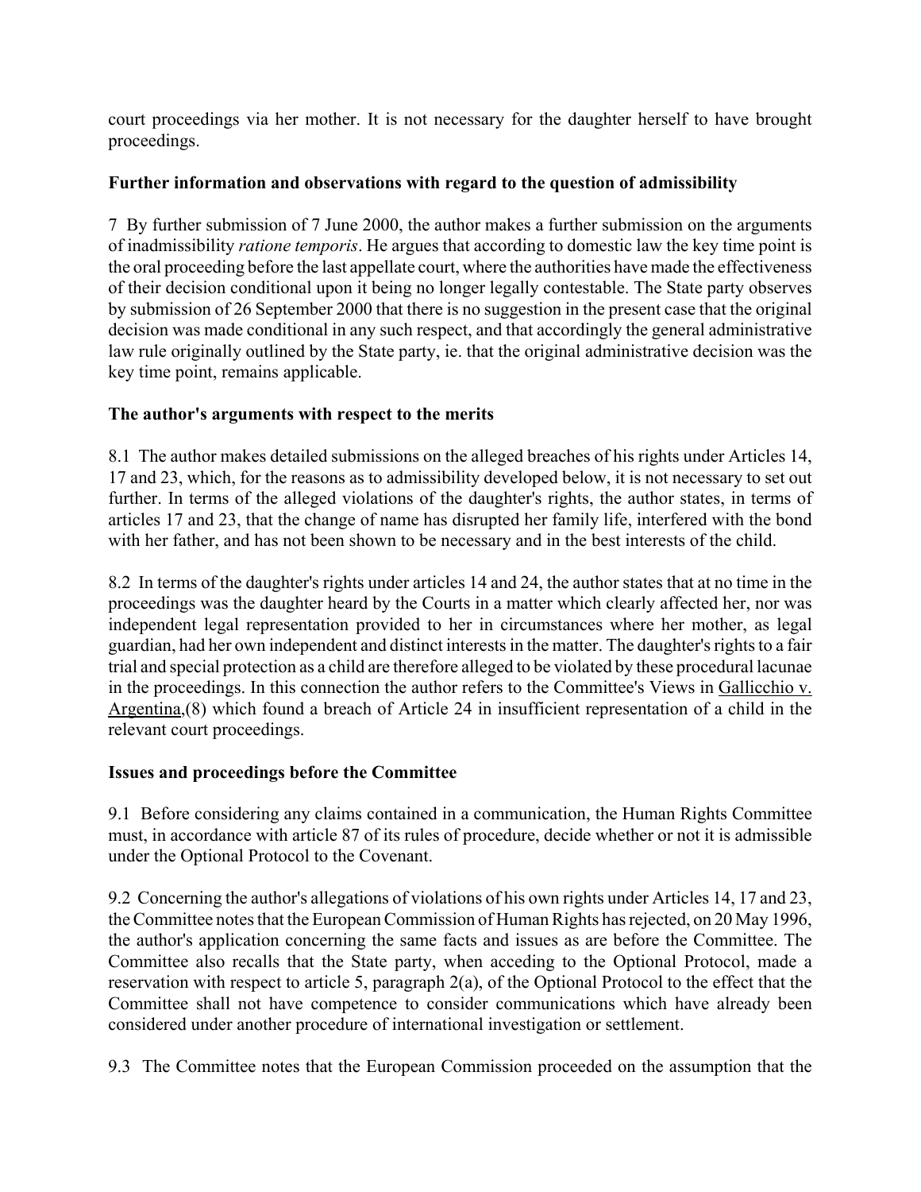court proceedings via her mother. It is not necessary for the daughter herself to have brought proceedings.

**Further information and observations with regard to the question of admissibility**

7 By further submission of 7 June 2000, the author makes a further submission on the arguments of inadmissibility *ratione temporis*. He argues that according to domestic law the key time point is the oral proceeding before the last appellate court, where the authorities have made the effectiveness of their decision conditional upon it being no longer legally contestable. The State party observes by submission of 26 September 2000 that there is no suggestion in the present case that the original decision was made conditional in any such respect, and that accordingly the general administrative law rule originally outlined by the State party, ie. that the original administrative decision was the key time point, remains applicable.

**The author's arguments with respect to the merits**

8.1 The author makes detailed submissions on the alleged breaches of his rights under Articles 14, 17 and 23, which, for the reasons as to admissibility developed below, it is not necessary to set out further. In terms of the alleged violations of the daughter's rights, the author states, in terms of articles 17 and 23, that the change of name has disrupted her family life, interfered with the bond with her father, and has not been shown to be necessary and in the best interests of the child.

8.2 In terms of the daughter's rights under articles 14 and 24, the author states that at no time in the proceedings was the daughter heard by the Courts in a matter which clearly affected her, nor was independent legal representation provided to her in circumstances where her mother, as legal guardian, had her own independent and distinct interests in the matter. The daughter's rights to a fair trial and special protection as a child are therefore alleged to be violated by these procedural lacunae in the proceedings. In this connection the author refers to the Committee's Views in Gallicchio v. Argentina,(8) which found a breach of Article 24 in insufficient representation of a child in the relevant court proceedings.

**Issues and proceedings before the Committee**

9.1 Before considering any claims contained in a communication, the Human Rights Committee must, in accordance with article 87 of its rules of procedure, decide whether or not it is admissible under the Optional Protocol to the Covenant.

9.2 Concerning the author's allegations of violations of his own rights under Articles 14, 17 and 23, the Committee notes that the European Commission of Human Rights has rejected, on 20 May 1996, the author's application concerning the same facts and issues as are before the Committee. The Committee also recalls that the State party, when acceding to the Optional Protocol, made a reservation with respect to article 5, paragraph 2(a), of the Optional Protocol to the effect that the Committee shall not have competence to consider communications which have already been considered under another procedure of international investigation or settlement.

9.3 The Committee notes that the European Commission proceeded on the assumption that the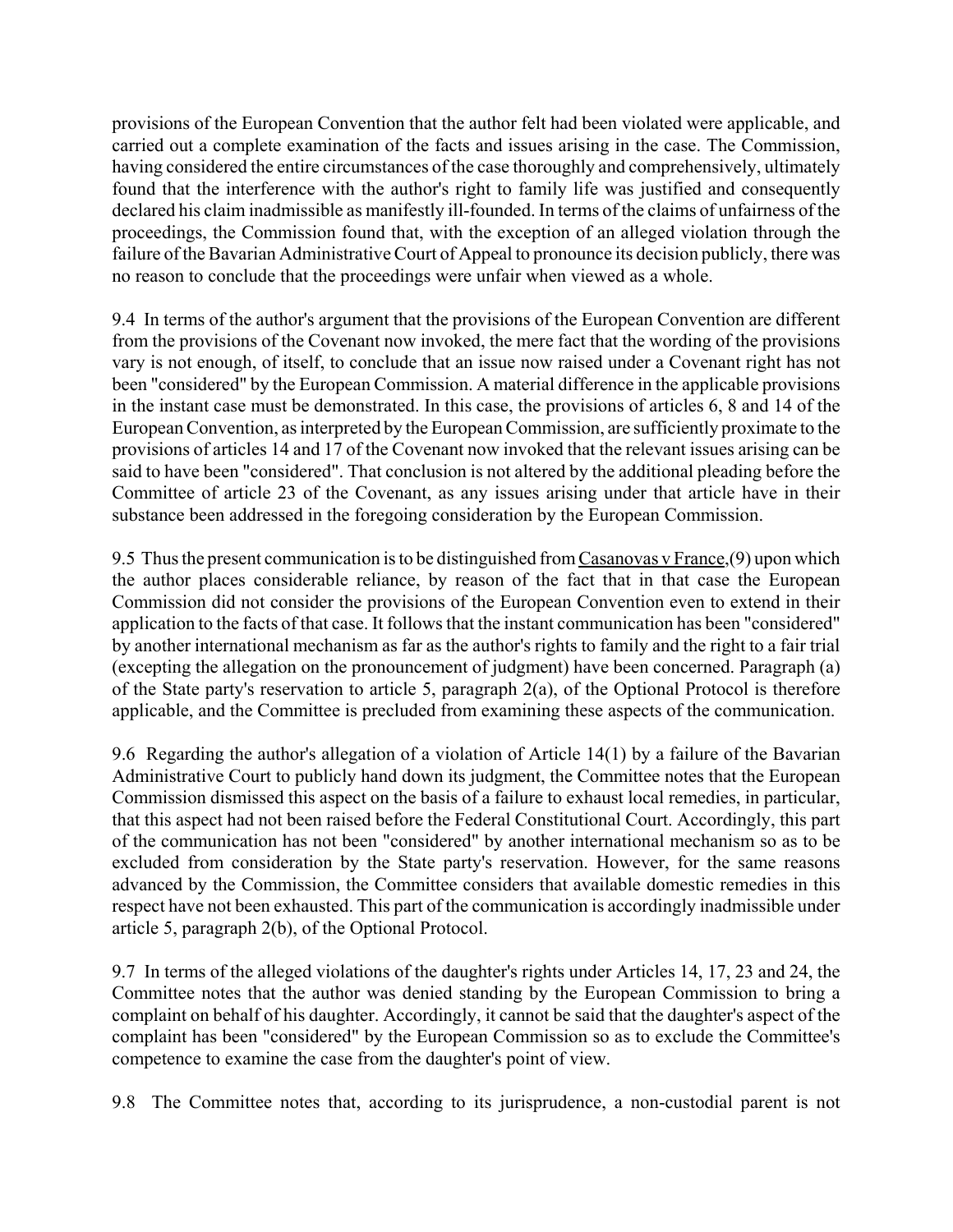provisions of the European Convention that the author felt had been violated were applicable, and carried out a complete examination of the facts and issues arising in the case. The Commission, having considered the entire circumstances of the case thoroughly and comprehensively, ultimately found that the interference with the author's right to family life was justified and consequently declared his claim inadmissible as manifestly ill-founded. In terms of the claims of unfairness of the proceedings, the Commission found that, with the exception of an alleged violation through the failure of the Bavarian Administrative Court of Appeal to pronounce its decision publicly, there was no reason to conclude that the proceedings were unfair when viewed as a whole.

9.4 In terms of the author's argument that the provisions of the European Convention are different from the provisions of the Covenant now invoked, the mere fact that the wording of the provisions vary is not enough, of itself, to conclude that an issue now raised under a Covenant right has not been "considered" by the European Commission. A material difference in the applicable provisions in the instant case must be demonstrated. In this case, the provisions of articles 6, 8 and 14 of the European Convention, as interpreted by the European Commission, are sufficiently proximate to the provisions of articles 14 and 17 of the Covenant now invoked that the relevant issues arising can be said to have been "considered". That conclusion is not altered by the additional pleading before the Committee of article 23 of the Covenant, as any issues arising under that article have in their substance been addressed in the foregoing consideration by the European Commission.

9.5 Thus the present communication is to be distinguished from Casanovas v France,(9) upon which the author places considerable reliance, by reason of the fact that in that case the European Commission did not consider the provisions of the European Convention even to extend in their application to the facts of that case. It follows that the instant communication has been "considered" by another international mechanism as far as the author's rights to family and the right to a fair trial (excepting the allegation on the pronouncement of judgment) have been concerned. Paragraph (a) of the State party's reservation to article 5, paragraph 2(a), of the Optional Protocol is therefore applicable, and the Committee is precluded from examining these aspects of the communication.

9.6 Regarding the author's allegation of a violation of Article 14(1) by a failure of the Bavarian Administrative Court to publicly hand down its judgment, the Committee notes that the European Commission dismissed this aspect on the basis of a failure to exhaust local remedies, in particular, that this aspect had not been raised before the Federal Constitutional Court. Accordingly, this part of the communication has not been "considered" by another international mechanism so as to be excluded from consideration by the State party's reservation. However, for the same reasons advanced by the Commission, the Committee considers that available domestic remedies in this respect have not been exhausted. This part of the communication is accordingly inadmissible under article 5, paragraph 2(b), of the Optional Protocol.

9.7 In terms of the alleged violations of the daughter's rights under Articles 14, 17, 23 and 24, the Committee notes that the author was denied standing by the European Commission to bring a complaint on behalf of his daughter. Accordingly, it cannot be said that the daughter's aspect of the complaint has been "considered" by the European Commission so as to exclude the Committee's competence to examine the case from the daughter's point of view.

9.8 The Committee notes that, according to its jurisprudence, a non-custodial parent is not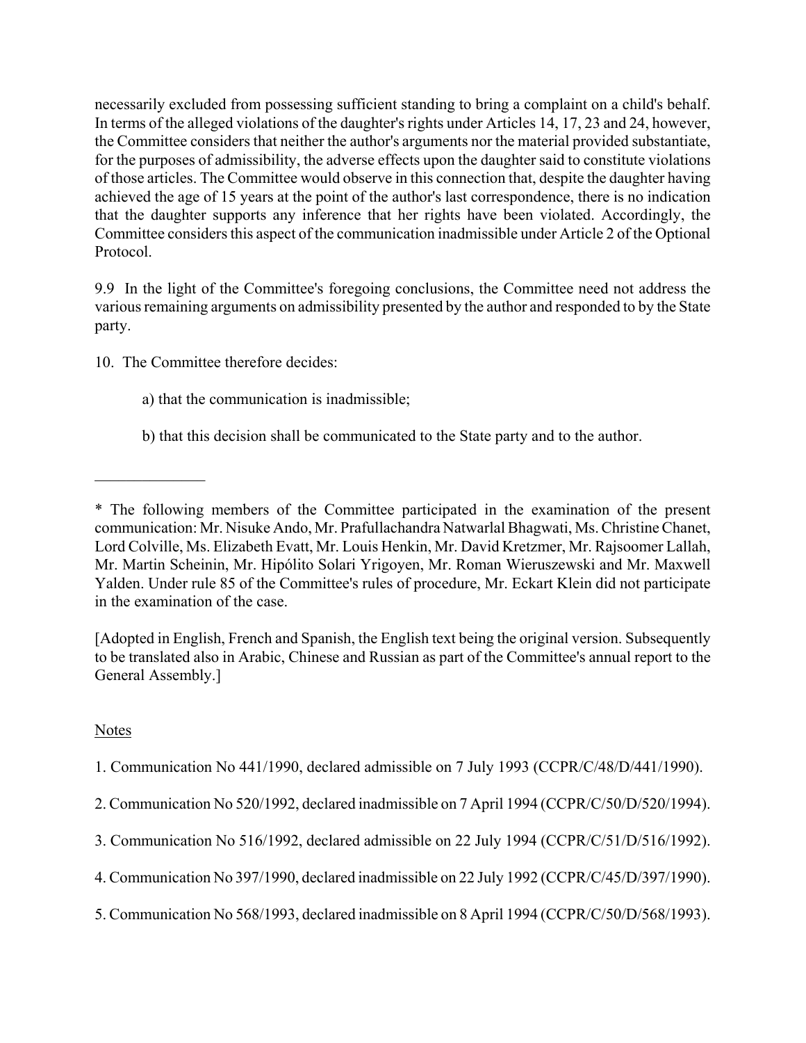necessarily excluded from possessing sufficient standing to bring a complaint on a child's behalf. In terms of the alleged violations of the daughter's rights under Articles 14, 17, 23 and 24, however, the Committee considers that neither the author's arguments nor the material provided substantiate, for the purposes of admissibility, the adverse effects upon the daughter said to constitute violations of those articles. The Committee would observe in this connection that, despite the daughter having achieved the age of 15 years at the point of the author's last correspondence, there is no indication that the daughter supports any inference that her rights have been violated. Accordingly, the Committee considers this aspect of the communication inadmissible under Article 2 of the Optional Protocol.

9.9 In the light of the Committee's foregoing conclusions, the Committee need not address the various remaining arguments on admissibility presented by the author and responded to by the State party.

10. The Committee therefore decides:

a) that the communication is inadmissible;

b) that this decision shall be communicated to the State party and to the author.

---

* The following members of the Committee participated in the examination of the present communication: Mr. Nisuke Ando, Mr. Prafullachandra Natwarlal Bhagwati, Ms. Christine Chanet, Lord Colville, Ms. Elizabeth Evatt, Mr. Louis Henkin, Mr. David Kretzmer, Mr. Rajsoomer Lallah, Mr. Martin Scheinin, Mr. Hipólito Solari Yrigoyen, Mr. Roman Wieruszewski and Mr. Maxwell Yalden. Under rule 85 of the Committee's rules of procedure, Mr. Eckart Klein did not participate in the examination of the case.

[Adopted in English, French and Spanish, the English text being the original version. Subsequently to be translated also in Arabic, Chinese and Russian as part of the Committee's annual report to the General Assembly.]

Notes

1. Communication No 441/1990, declared admissible on 7 July 1993 (CCPR/C/48/D/441/1990).

2. Communication No 520/1992, declared inadmissible on 7 April 1994 (CCPR/C/50/D/520/1994).

3. Communication No 516/1992, declared admissible on 22 July 1994 (CCPR/C/51/D/516/1992).

4. Communication No 397/1990, declared inadmissible on 22 July 1992 (CCPR/C/45/D/397/1990).

5. Communication No 568/1993, declared inadmissible on 8 April 1994 (CCPR/C/50/D/568/1993).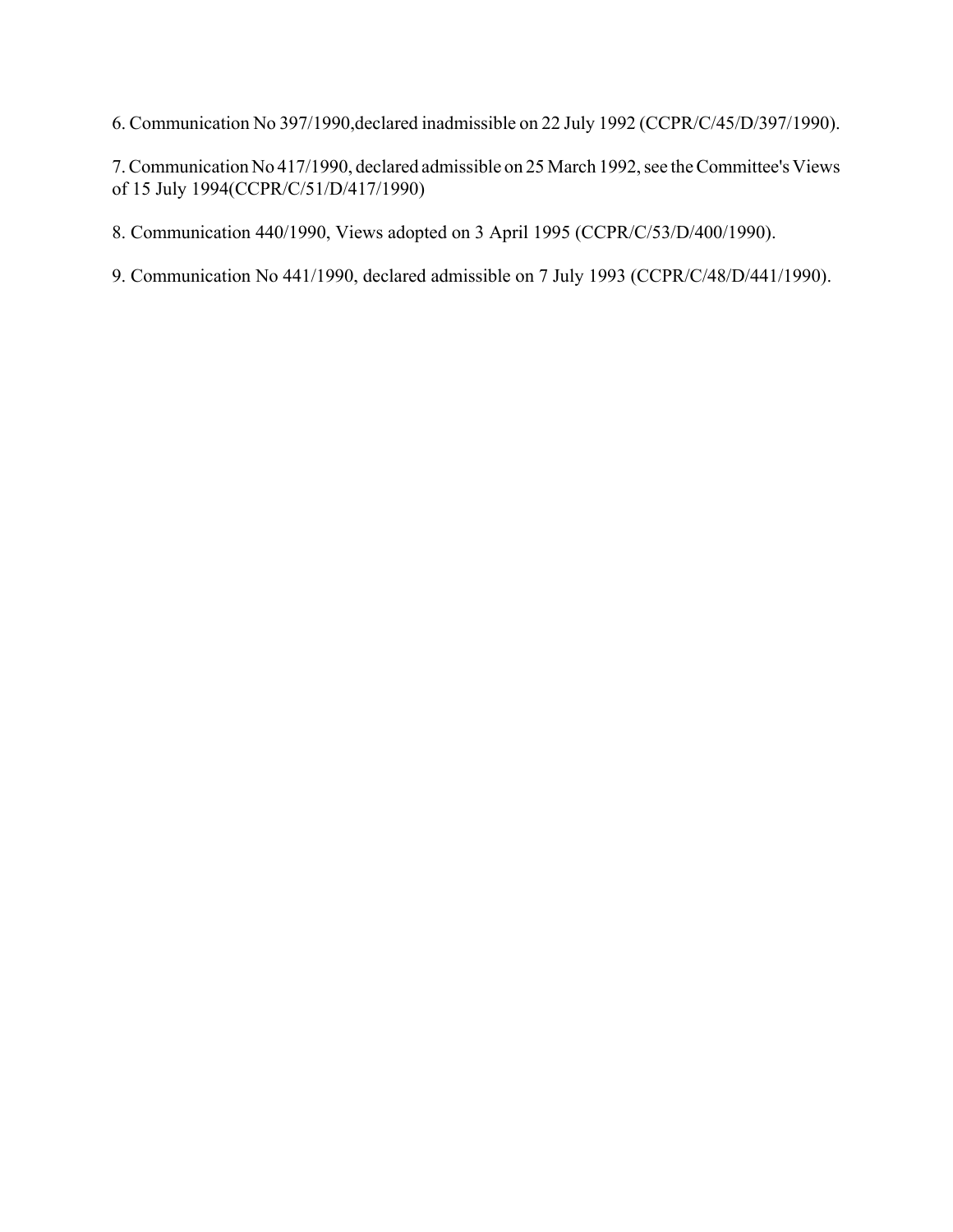6. Communication No 397/1990,declared inadmissible on 22 July 1992 (CCPR/C/45/D/397/1990).

7. Communication No 417/1990, declared admissible on 25 March 1992, see the Committee's Views of 15 July 1994(CCPR/C/51/D/417/1990)

8. Communication 440/1990, Views adopted on 3 April 1995 (CCPR/C/53/D/400/1990).

9. Communication No 441/1990, declared admissible on 7 July 1993 (CCPR/C/48/D/441/1990).